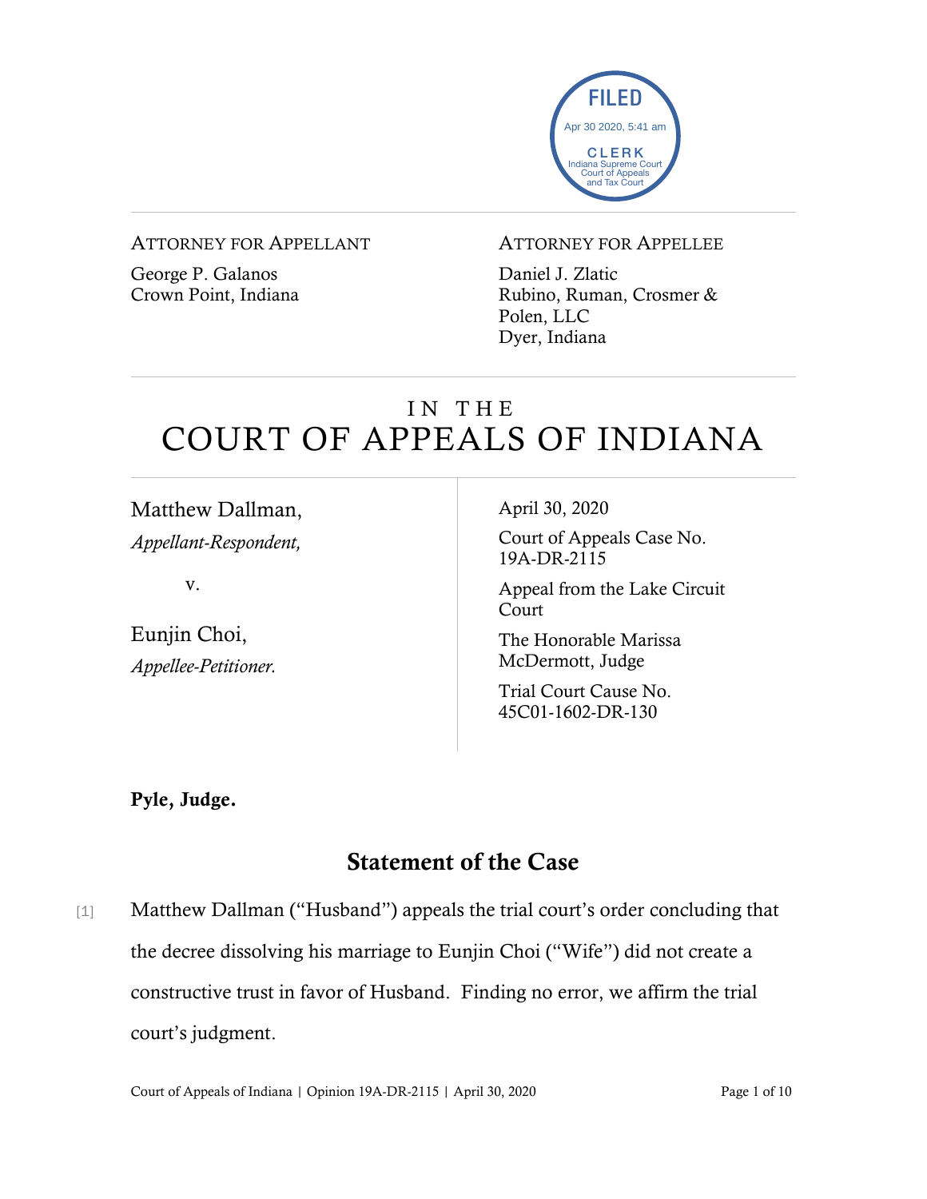FILED
Apr 30 2020, 5:41 am
CLERK
Indiana Supreme Court
Court of Appeals
and Tax Court

ATTORNEY FOR APPELLANT

George P. Galanos
Crown Point, Indiana

ATTORNEY FOR APPELLEE

Daniel J. Zlatic
Rubino, Ruman, Crosmer & Polen, LLC
Dyer, Indiana

# IN THE COURT OF APPEALS OF INDIANA

Matthew Dallman,
*Appellant-Respondent,*

v.

Eunjin Choi,
*Appellee-Petitioner.*

April 30, 2020

Court of Appeals Case No. 19A-DR-2115

Appeal from the Lake Circuit Court

The Honorable Marissa McDermott, Judge

Trial Court Cause No. 45C01-1602-DR-130

**Pyle, Judge.**

## Statement of the Case

[1] Matthew Dallman ("Husband") appeals the trial court's order concluding that the decree dissolving his marriage to Eunjin Choi ("Wife") did not create a constructive trust in favor of Husband. Finding no error, we affirm the trial court's judgment.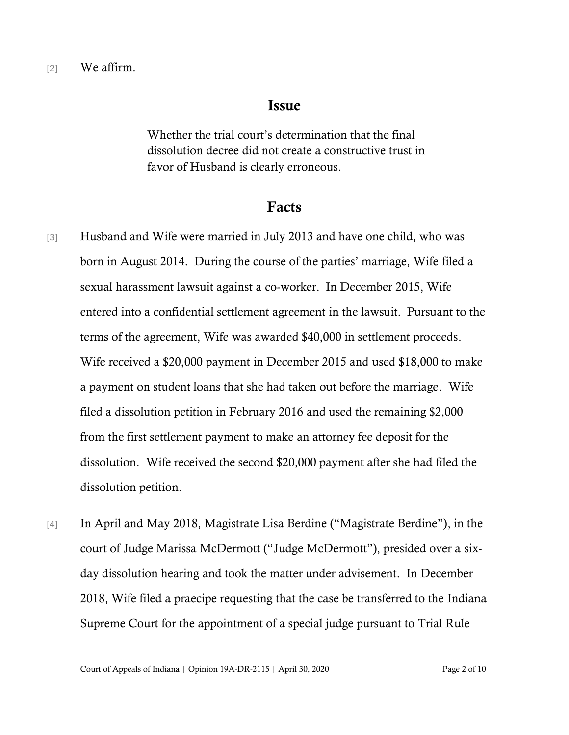[2] We affirm.

## Issue

> Whether the trial court's determination that the final dissolution decree did not create a constructive trust in favor of Husband is clearly erroneous.

## Facts

[3] Husband and Wife were married in July 2013 and have one child, who was born in August 2014. During the course of the parties' marriage, Wife filed a sexual harassment lawsuit against a co-worker. In December 2015, Wife entered into a confidential settlement agreement in the lawsuit. Pursuant to the terms of the agreement, Wife was awarded $40,000 in settlement proceeds. Wife received a $20,000 payment in December 2015 and used $18,000 to make a payment on student loans that she had taken out before the marriage. Wife filed a dissolution petition in February 2016 and used the remaining $2,000 from the first settlement payment to make an attorney fee deposit for the dissolution. Wife received the second $20,000 payment after she had filed the dissolution petition.

[4] In April and May 2018, Magistrate Lisa Berdine ("Magistrate Berdine"), in the court of Judge Marissa McDermott ("Judge McDermott"), presided over a six-day dissolution hearing and took the matter under advisement. In December 2018, Wife filed a praecipe requesting that the case be transferred to the Indiana Supreme Court for the appointment of a special judge pursuant to Trial Rule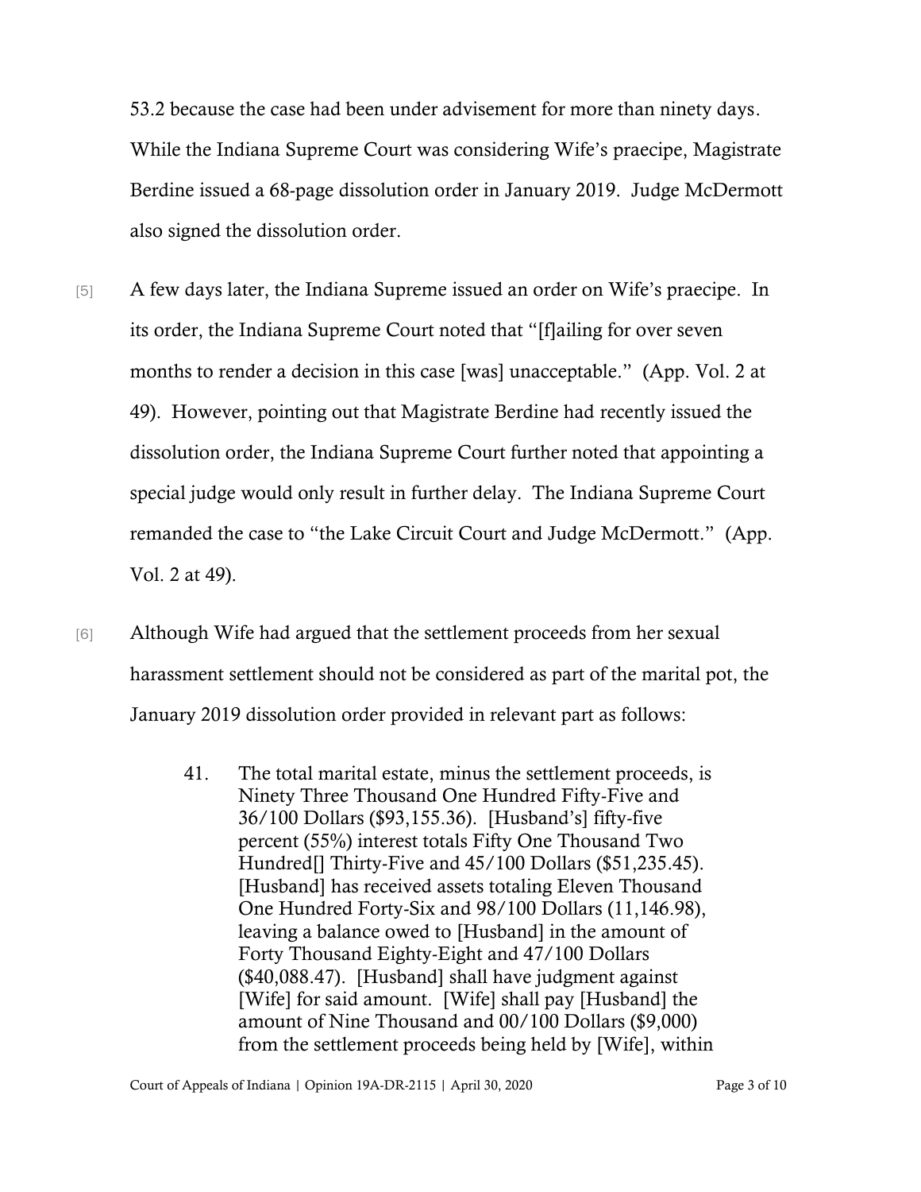53.2 because the case had been under advisement for more than ninety days. While the Indiana Supreme Court was considering Wife's praecipe, Magistrate Berdine issued a 68-page dissolution order in January 2019. Judge McDermott also signed the dissolution order.

[5] A few days later, the Indiana Supreme issued an order on Wife's praecipe. In its order, the Indiana Supreme Court noted that "[f]ailing for over seven months to render a decision in this case [was] unacceptable." (App. Vol. 2 at 49). However, pointing out that Magistrate Berdine had recently issued the dissolution order, the Indiana Supreme Court further noted that appointing a special judge would only result in further delay. The Indiana Supreme Court remanded the case to "the Lake Circuit Court and Judge McDermott." (App. Vol. 2 at 49).

[6] Although Wife had argued that the settlement proceeds from her sexual harassment settlement should not be considered as part of the marital pot, the January 2019 dissolution order provided in relevant part as follows:

> 41. The total marital estate, minus the settlement proceeds, is Ninety Three Thousand One Hundred Fifty-Five and 36/100 Dollars ($93,155.36). [Husband's] fifty-five percent (55%) interest totals Fifty One Thousand Two Hundred[] Thirty-Five and 45/100 Dollars ($51,235.45). [Husband] has received assets totaling Eleven Thousand One Hundred Forty-Six and 98/100 Dollars (11,146.98), leaving a balance owed to [Husband] in the amount of Forty Thousand Eighty-Eight and 47/100 Dollars ($40,088.47). [Husband] shall have judgment against [Wife] for said amount. [Wife] shall pay [Husband] the amount of Nine Thousand and 00/100 Dollars ($9,000) from the settlement proceeds being held by [Wife], within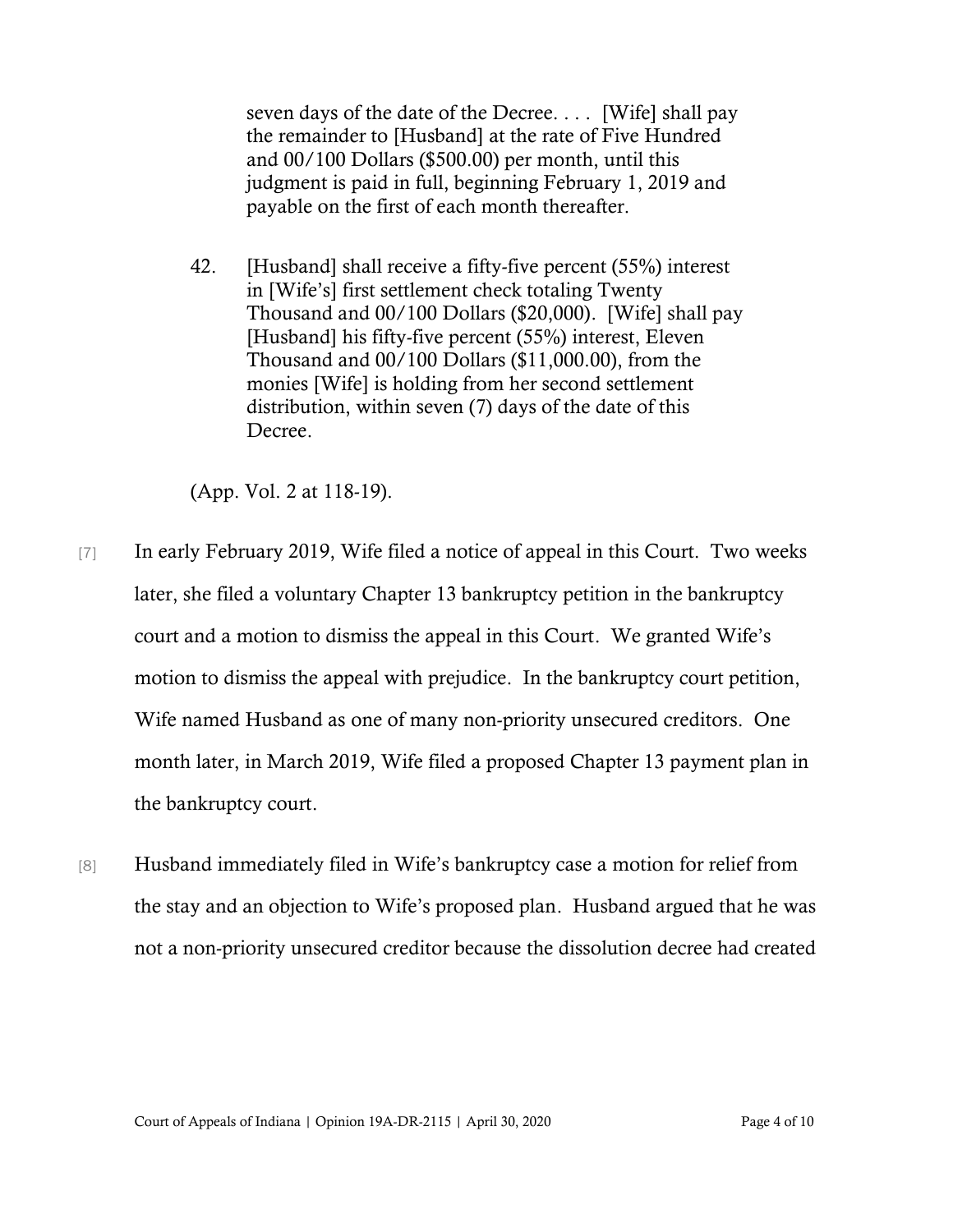> seven days of the date of the Decree. . . . [Wife] shall pay the remainder to [Husband] at the rate of Five Hundred and 00/100 Dollars ($500.00) per month, until this judgment is paid in full, beginning February 1, 2019 and payable on the first of each month thereafter.
>
> 42. [Husband] shall receive a fifty-five percent (55%) interest in [Wife's] first settlement check totaling Twenty Thousand and 00/100 Dollars ($20,000). [Wife] shall pay [Husband] his fifty-five percent (55%) interest, Eleven Thousand and 00/100 Dollars ($11,000.00), from the monies [Wife] is holding from her second settlement distribution, within seven (7) days of the date of this Decree.

(App. Vol. 2 at 118-19).

[7] In early February 2019, Wife filed a notice of appeal in this Court. Two weeks later, she filed a voluntary Chapter 13 bankruptcy petition in the bankruptcy court and a motion to dismiss the appeal in this Court. We granted Wife's motion to dismiss the appeal with prejudice. In the bankruptcy court petition, Wife named Husband as one of many non-priority unsecured creditors. One month later, in March 2019, Wife filed a proposed Chapter 13 payment plan in the bankruptcy court.

[8] Husband immediately filed in Wife's bankruptcy case a motion for relief from the stay and an objection to Wife's proposed plan. Husband argued that he was not a non-priority unsecured creditor because the dissolution decree had created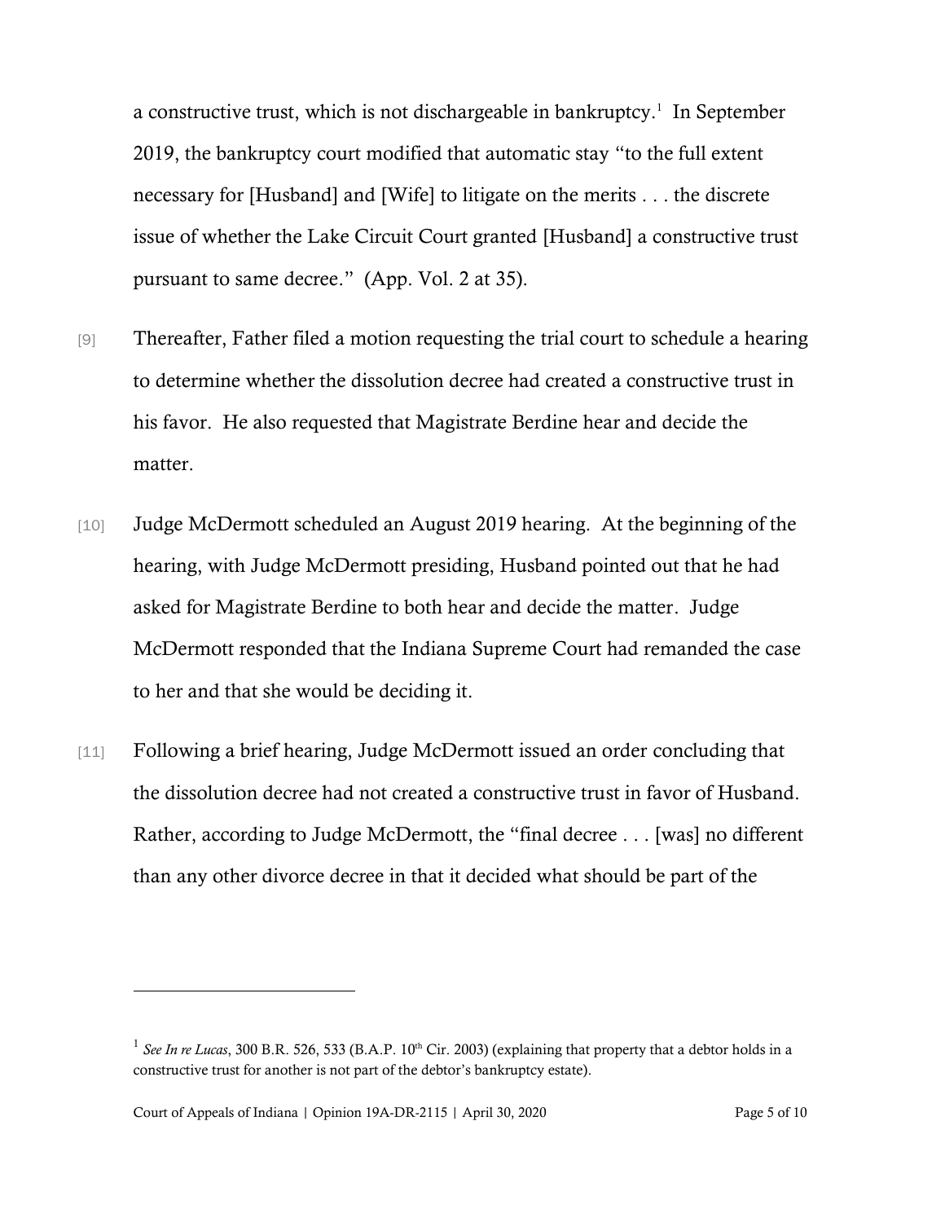a constructive trust, which is not dischargeable in bankruptcy.[1] In September 2019, the bankruptcy court modified that automatic stay "to the full extent necessary for [Husband] and [Wife] to litigate on the merits . . . the discrete issue of whether the Lake Circuit Court granted [Husband] a constructive trust pursuant to same decree." (App. Vol. 2 at 35).

[9] Thereafter, Father filed a motion requesting the trial court to schedule a hearing to determine whether the dissolution decree had created a constructive trust in his favor. He also requested that Magistrate Berdine hear and decide the matter.

[10] Judge McDermott scheduled an August 2019 hearing. At the beginning of the hearing, with Judge McDermott presiding, Husband pointed out that he had asked for Magistrate Berdine to both hear and decide the matter. Judge McDermott responded that the Indiana Supreme Court had remanded the case to her and that she would be deciding it.

[11] Following a brief hearing, Judge McDermott issued an order concluding that the dissolution decree had not created a constructive trust in favor of Husband. Rather, according to Judge McDermott, the "final decree . . . [was] no different than any other divorce decree in that it decided what should be part of the

---

[1] *See In re Lucas*, 300 B.R. 526, 533 (B.A.P. 10th Cir. 2003) (explaining that property that a debtor holds in a constructive trust for another is not part of the debtor's bankruptcy estate).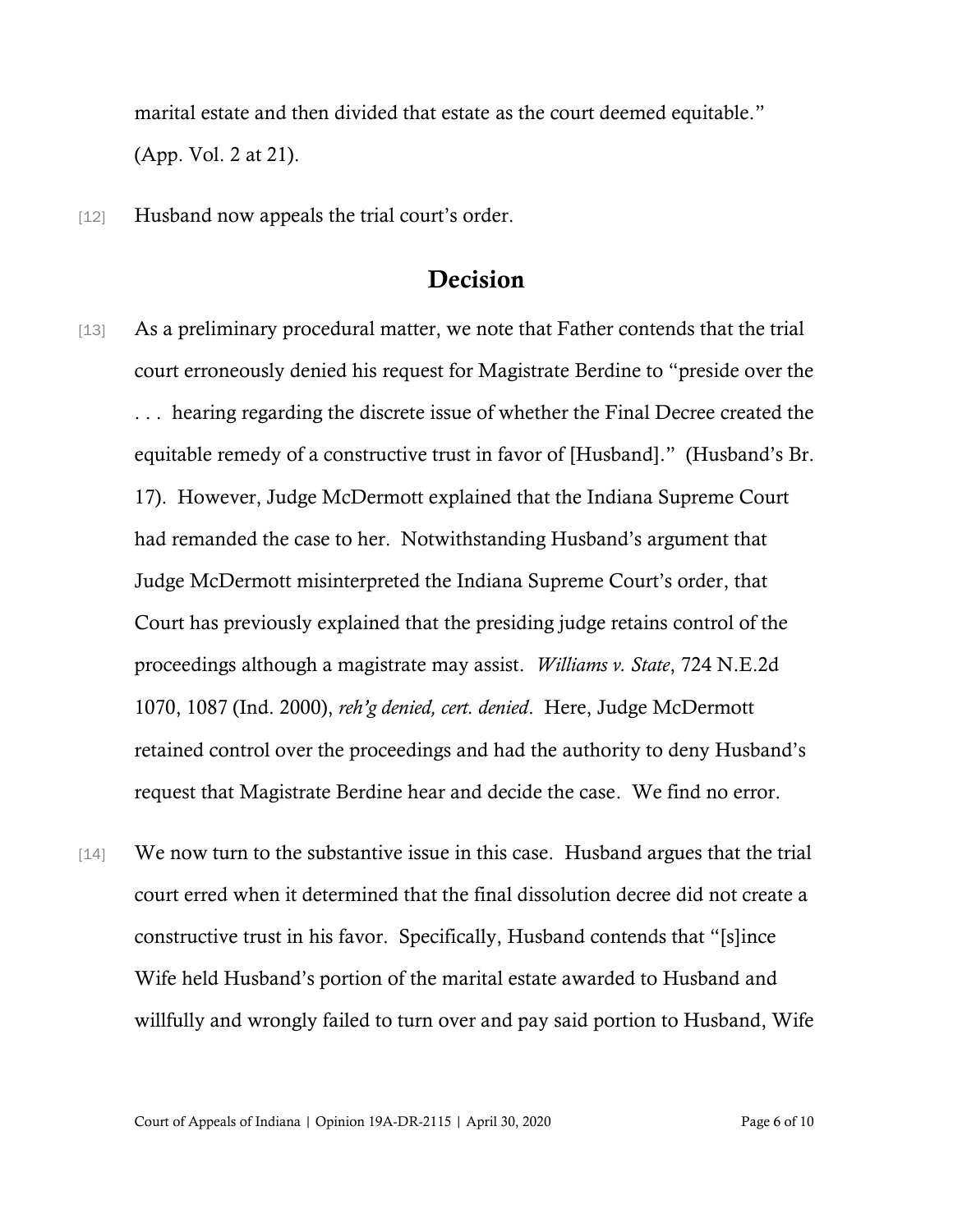marital estate and then divided that estate as the court deemed equitable." (App. Vol. 2 at 21).

[12] Husband now appeals the trial court's order.

## Decision

[13] As a preliminary procedural matter, we note that Father contends that the trial court erroneously denied his request for Magistrate Berdine to "preside over the . . . hearing regarding the discrete issue of whether the Final Decree created the equitable remedy of a constructive trust in favor of [Husband]." (Husband's Br. 17). However, Judge McDermott explained that the Indiana Supreme Court had remanded the case to her. Notwithstanding Husband's argument that Judge McDermott misinterpreted the Indiana Supreme Court's order, that Court has previously explained that the presiding judge retains control of the proceedings although a magistrate may assist. *Williams v. State*, 724 N.E.2d 1070, 1087 (Ind. 2000), *reh'g denied, cert. denied*. Here, Judge McDermott retained control over the proceedings and had the authority to deny Husband's request that Magistrate Berdine hear and decide the case. We find no error.

[14] We now turn to the substantive issue in this case. Husband argues that the trial court erred when it determined that the final dissolution decree did not create a constructive trust in his favor. Specifically, Husband contends that "[s]ince Wife held Husband's portion of the marital estate awarded to Husband and willfully and wrongly failed to turn over and pay said portion to Husband, Wife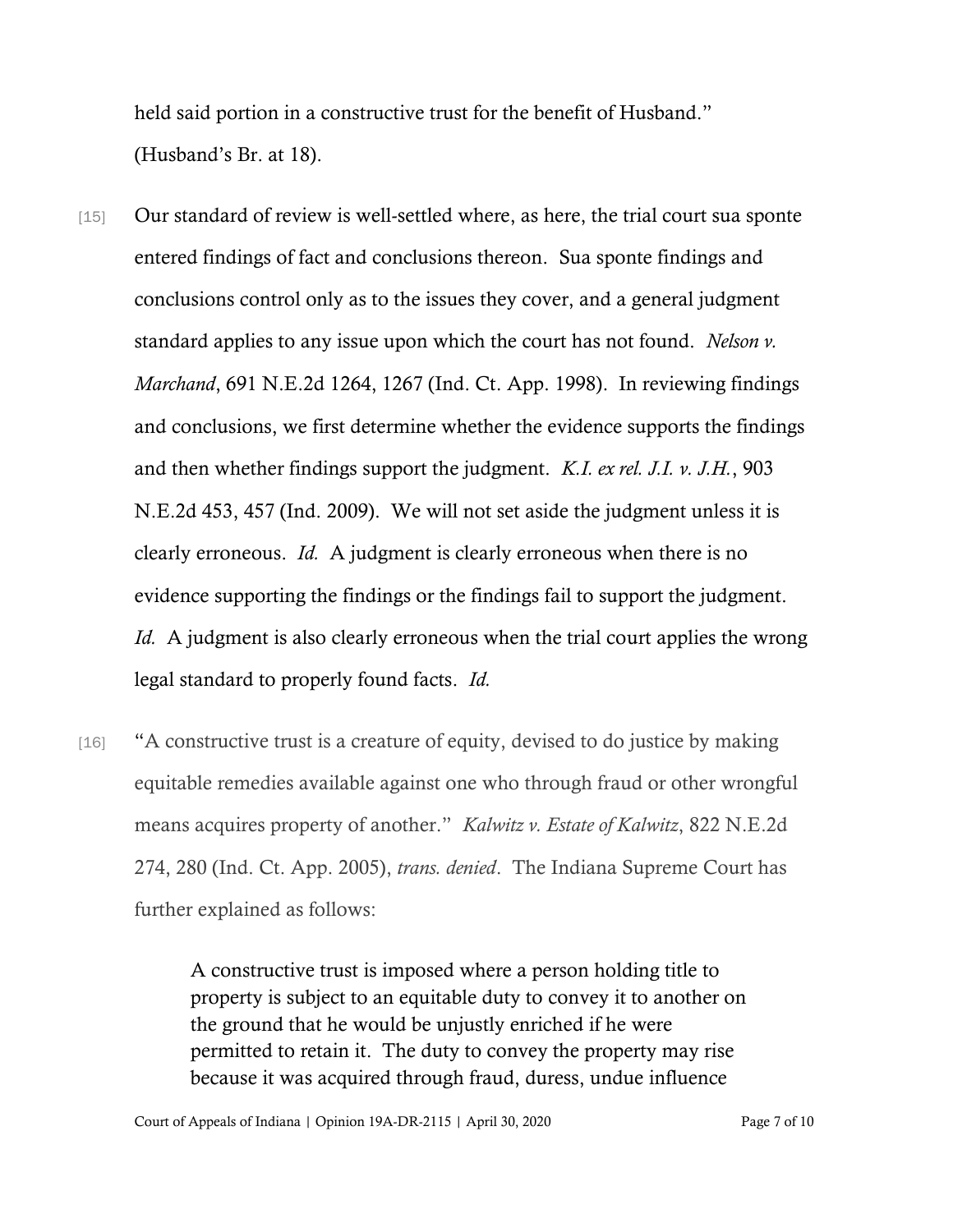held said portion in a constructive trust for the benefit of Husband." (Husband's Br. at 18).

[15] Our standard of review is well-settled where, as here, the trial court sua sponte entered findings of fact and conclusions thereon. Sua sponte findings and conclusions control only as to the issues they cover, and a general judgment standard applies to any issue upon which the court has not found. *Nelson v. Marchand*, 691 N.E.2d 1264, 1267 (Ind. Ct. App. 1998). In reviewing findings and conclusions, we first determine whether the evidence supports the findings and then whether findings support the judgment. *K.I. ex rel. J.I. v. J.H.*, 903 N.E.2d 453, 457 (Ind. 2009). We will not set aside the judgment unless it is clearly erroneous. *Id.* A judgment is clearly erroneous when there is no evidence supporting the findings or the findings fail to support the judgment. *Id.* A judgment is also clearly erroneous when the trial court applies the wrong legal standard to properly found facts. *Id.*

[16] "A constructive trust is a creature of equity, devised to do justice by making equitable remedies available against one who through fraud or other wrongful means acquires property of another." *Kalwitz v. Estate of Kalwitz*, 822 N.E.2d 274, 280 (Ind. Ct. App. 2005), *trans. denied*. The Indiana Supreme Court has further explained as follows:

> A constructive trust is imposed where a person holding title to property is subject to an equitable duty to convey it to another on the ground that he would be unjustly enriched if he were permitted to retain it. The duty to convey the property may rise because it was acquired through fraud, duress, undue influence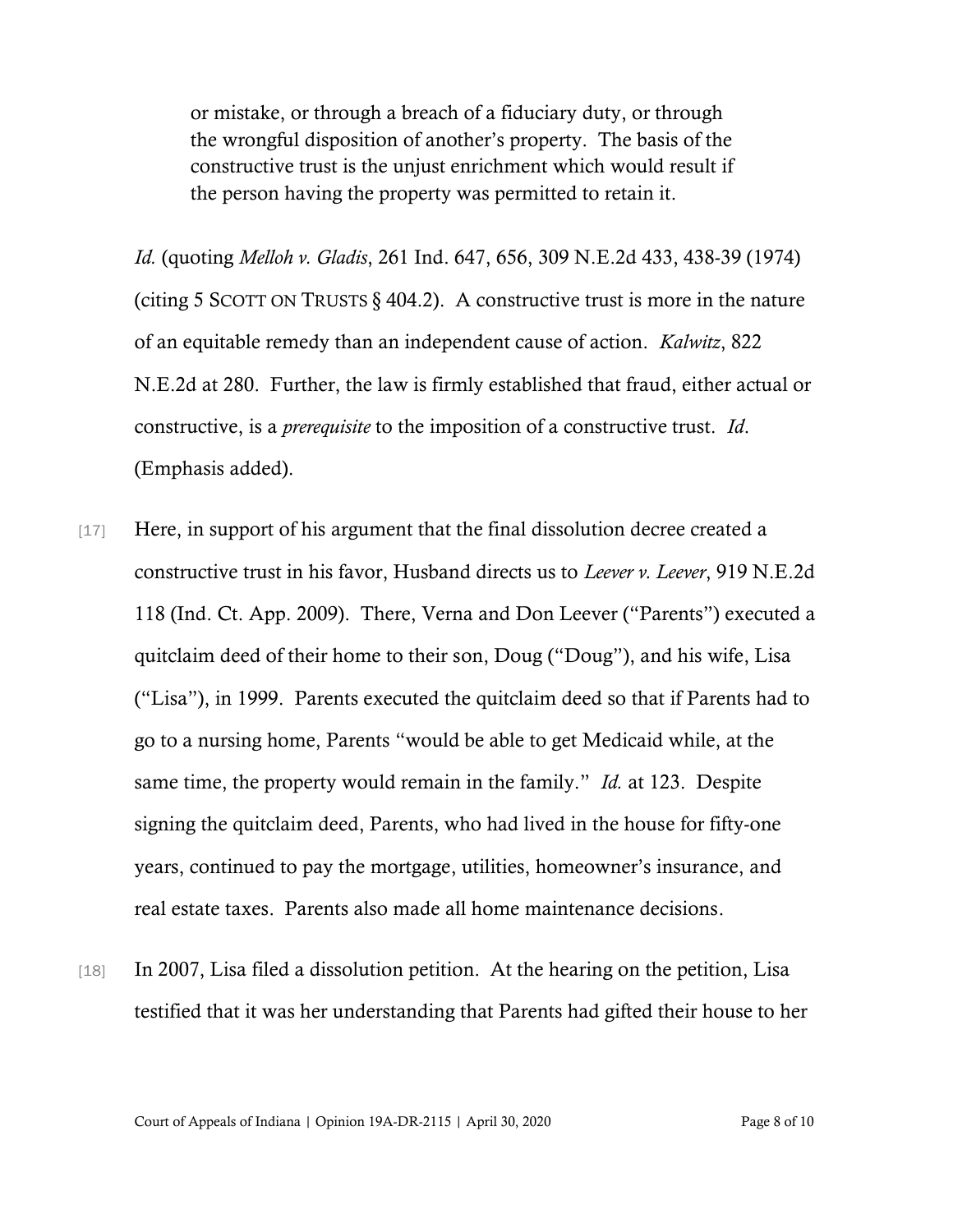> or mistake, or through a breach of a fiduciary duty, or through the wrongful disposition of another's property. The basis of the constructive trust is the unjust enrichment which would result if the person having the property was permitted to retain it.

*Id.* (quoting *Melloh v. Gladis*, 261 Ind. 647, 656, 309 N.E.2d 433, 438-39 (1974) (citing 5 SCOTT ON TRUSTS § 404.2). A constructive trust is more in the nature of an equitable remedy than an independent cause of action. *Kalwitz*, 822 N.E.2d at 280. Further, the law is firmly established that fraud, either actual or constructive, is a *prerequisite* to the imposition of a constructive trust. *Id*. (Emphasis added).

[17] Here, in support of his argument that the final dissolution decree created a constructive trust in his favor, Husband directs us to *Leever v. Leever*, 919 N.E.2d 118 (Ind. Ct. App. 2009). There, Verna and Don Leever ("Parents") executed a quitclaim deed of their home to their son, Doug ("Doug"), and his wife, Lisa ("Lisa"), in 1999. Parents executed the quitclaim deed so that if Parents had to go to a nursing home, Parents "would be able to get Medicaid while, at the same time, the property would remain in the family." *Id.* at 123. Despite signing the quitclaim deed, Parents, who had lived in the house for fifty-one years, continued to pay the mortgage, utilities, homeowner's insurance, and real estate taxes. Parents also made all home maintenance decisions.

[18] In 2007, Lisa filed a dissolution petition. At the hearing on the petition, Lisa testified that it was her understanding that Parents had gifted their house to her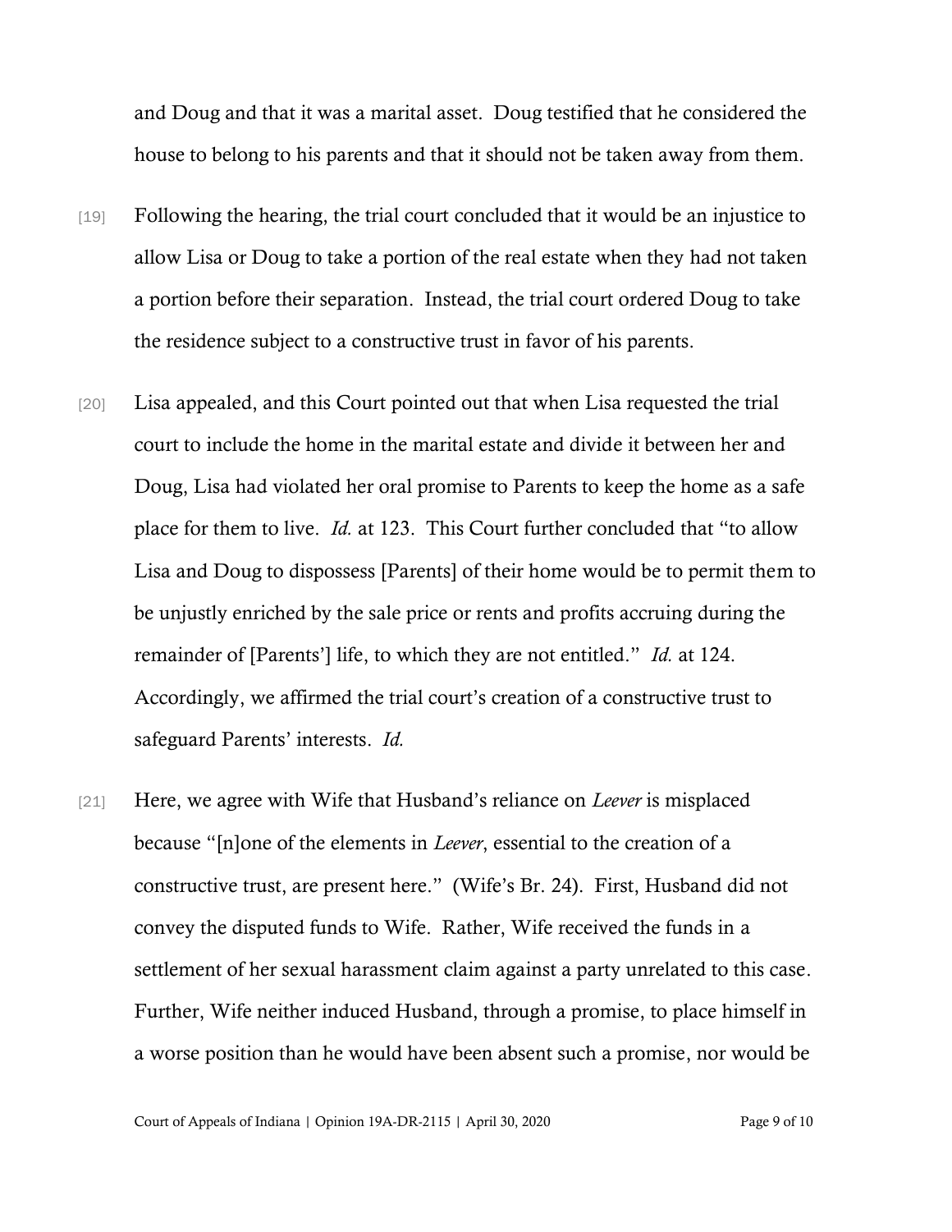and Doug and that it was a marital asset. Doug testified that he considered the house to belong to his parents and that it should not be taken away from them.

[19] Following the hearing, the trial court concluded that it would be an injustice to allow Lisa or Doug to take a portion of the real estate when they had not taken a portion before their separation. Instead, the trial court ordered Doug to take the residence subject to a constructive trust in favor of his parents.

[20] Lisa appealed, and this Court pointed out that when Lisa requested the trial court to include the home in the marital estate and divide it between her and Doug, Lisa had violated her oral promise to Parents to keep the home as a safe place for them to live. *Id.* at 123. This Court further concluded that "to allow Lisa and Doug to dispossess [Parents] of their home would be to permit them to be unjustly enriched by the sale price or rents and profits accruing during the remainder of [Parents'] life, to which they are not entitled." *Id.* at 124. Accordingly, we affirmed the trial court's creation of a constructive trust to safeguard Parents' interests. *Id.*

[21] Here, we agree with Wife that Husband's reliance on *Leever* is misplaced because "[n]one of the elements in *Leever*, essential to the creation of a constructive trust, are present here." (Wife's Br. 24). First, Husband did not convey the disputed funds to Wife. Rather, Wife received the funds in a settlement of her sexual harassment claim against a party unrelated to this case. Further, Wife neither induced Husband, through a promise, to place himself in a worse position than he would have been absent such a promise, nor would be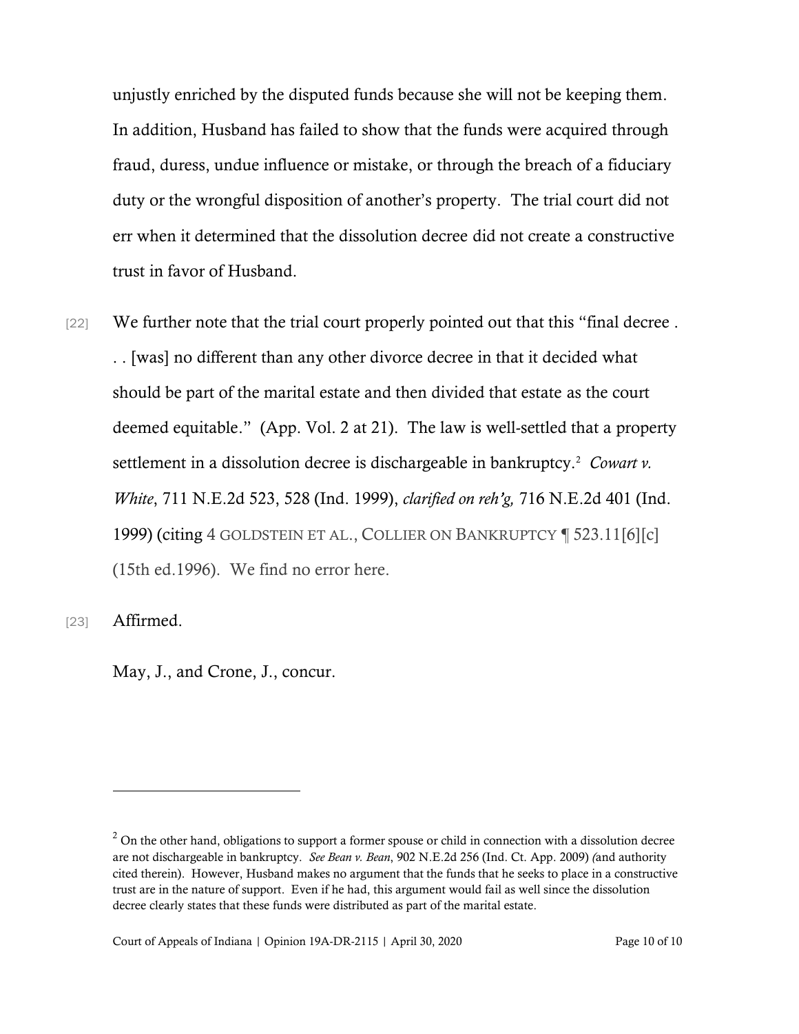unjustly enriched by the disputed funds because she will not be keeping them. In addition, Husband has failed to show that the funds were acquired through fraud, duress, undue influence or mistake, or through the breach of a fiduciary duty or the wrongful disposition of another's property. The trial court did not err when it determined that the dissolution decree did not create a constructive trust in favor of Husband.

[22] We further note that the trial court properly pointed out that this "final decree . . . [was] no different than any other divorce decree in that it decided what should be part of the marital estate and then divided that estate as the court deemed equitable." (App. Vol. 2 at 21). The law is well-settled that a property settlement in a dissolution decree is dischargeable in bankruptcy.[2] *Cowart v. White*, 711 N.E.2d 523, 528 (Ind. 1999), *clarified on reh'g,* 716 N.E.2d 401 (Ind. 1999) (citing 4 GOLDSTEIN ET AL., COLLIER ON BANKRUPTCY ¶ 523.11[6][c] (15th ed.1996). We find no error here.

[23] Affirmed.

May, J., and Crone, J., concur.

---

[2] On the other hand, obligations to support a former spouse or child in connection with a dissolution decree are not dischargeable in bankruptcy. *See Bean v. Bean*, 902 N.E.2d 256 (Ind. Ct. App. 2009) (and authority cited therein). However, Husband makes no argument that the funds that he seeks to place in a constructive trust are in the nature of support. Even if he had, this argument would fail as well since the dissolution decree clearly states that these funds were distributed as part of the marital estate.